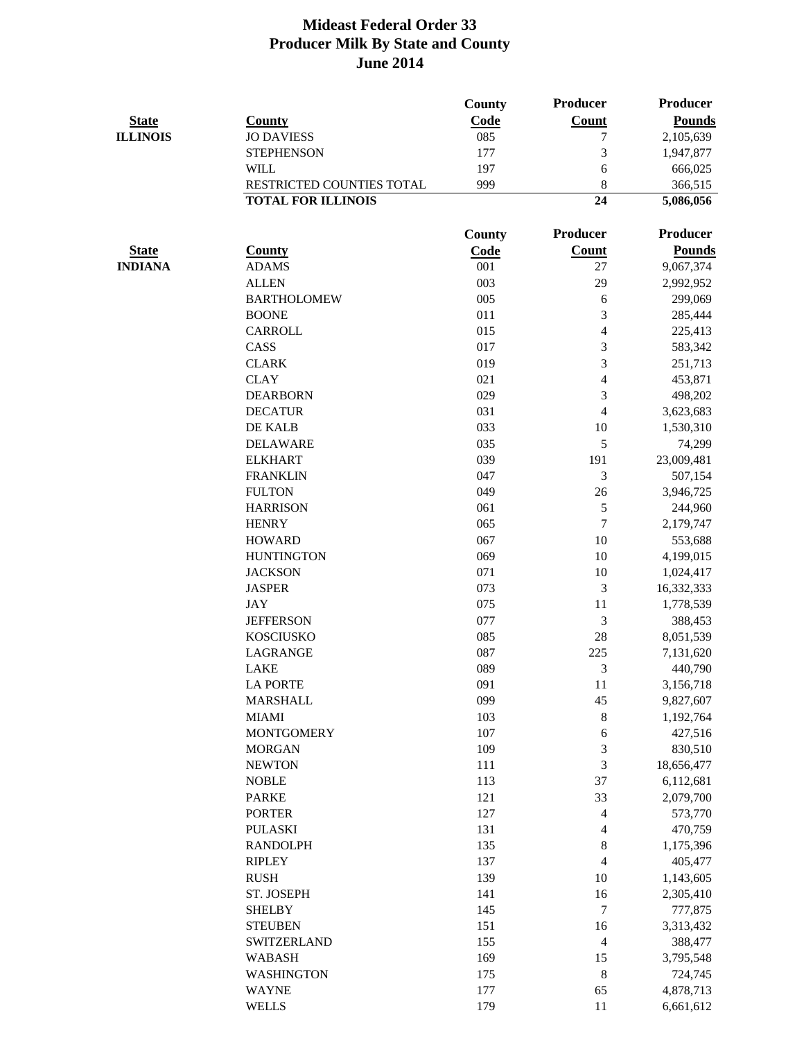# Mideast Federal Order 33
## Producer Milk By State and County
## June 2014

| State | County | County Code | Producer Count | Producer Pounds |
|---|---|---|---|---|
| ILLINOIS | JO DAVIESS | 085 | 7 | 2,105,639 |
| | STEPHENSON | 177 | 3 | 1,947,877 |
| | WILL | 197 | 6 | 666,025 |
| | RESTRICTED COUNTIES TOTAL | 999 | 8 | 366,515 |
| | **TOTAL FOR ILLINOIS** | | **24** | **5,086,056** |

| State | County | County Code | Producer Count | Producer Pounds |
|---|---|---|---|---|
| INDIANA | ADAMS | 001 | 27 | 9,067,374 |
| | ALLEN | 003 | 29 | 2,992,952 |
| | BARTHOLOMEW | 005 | 6 | 299,069 |
| | BOONE | 011 | 3 | 285,444 |
| | CARROLL | 015 | 4 | 225,413 |
| | CASS | 017 | 3 | 583,342 |
| | CLARK | 019 | 3 | 251,713 |
| | CLAY | 021 | 4 | 453,871 |
| | DEARBORN | 029 | 3 | 498,202 |
| | DECATUR | 031 | 4 | 3,623,683 |
| | DE KALB | 033 | 10 | 1,530,310 |
| | DELAWARE | 035 | 5 | 74,299 |
| | ELKHART | 039 | 191 | 23,009,481 |
| | FRANKLIN | 047 | 3 | 507,154 |
| | FULTON | 049 | 26 | 3,946,725 |
| | HARRISON | 061 | 5 | 244,960 |
| | HENRY | 065 | 7 | 2,179,747 |
| | HOWARD | 067 | 10 | 553,688 |
| | HUNTINGTON | 069 | 10 | 4,199,015 |
| | JACKSON | 071 | 10 | 1,024,417 |
| | JASPER | 073 | 3 | 16,332,333 |
| | JAY | 075 | 11 | 1,778,539 |
| | JEFFERSON | 077 | 3 | 388,453 |
| | KOSCIUSKO | 085 | 28 | 8,051,539 |
| | LAGRANGE | 087 | 225 | 7,131,620 |
| | LAKE | 089 | 3 | 440,790 |
| | LA PORTE | 091 | 11 | 3,156,718 |
| | MARSHALL | 099 | 45 | 9,827,607 |
| | MIAMI | 103 | 8 | 1,192,764 |
| | MONTGOMERY | 107 | 6 | 427,516 |
| | MORGAN | 109 | 3 | 830,510 |
| | NEWTON | 111 | 3 | 18,656,477 |
| | NOBLE | 113 | 37 | 6,112,681 |
| | PARKE | 121 | 33 | 2,079,700 |
| | PORTER | 127 | 4 | 573,770 |
| | PULASKI | 131 | 4 | 470,759 |
| | RANDOLPH | 135 | 8 | 1,175,396 |
| | RIPLEY | 137 | 4 | 405,477 |
| | RUSH | 139 | 10 | 1,143,605 |
| | ST. JOSEPH | 141 | 16 | 2,305,410 |
| | SHELBY | 145 | 7 | 777,875 |
| | STEUBEN | 151 | 16 | 3,313,432 |
| | SWITZERLAND | 155 | 4 | 388,477 |
| | WABASH | 169 | 15 | 3,795,548 |
| | WASHINGTON | 175 | 8 | 724,745 |
| | WAYNE | 177 | 65 | 4,878,713 |
| | WELLS | 179 | 11 | 6,661,612 |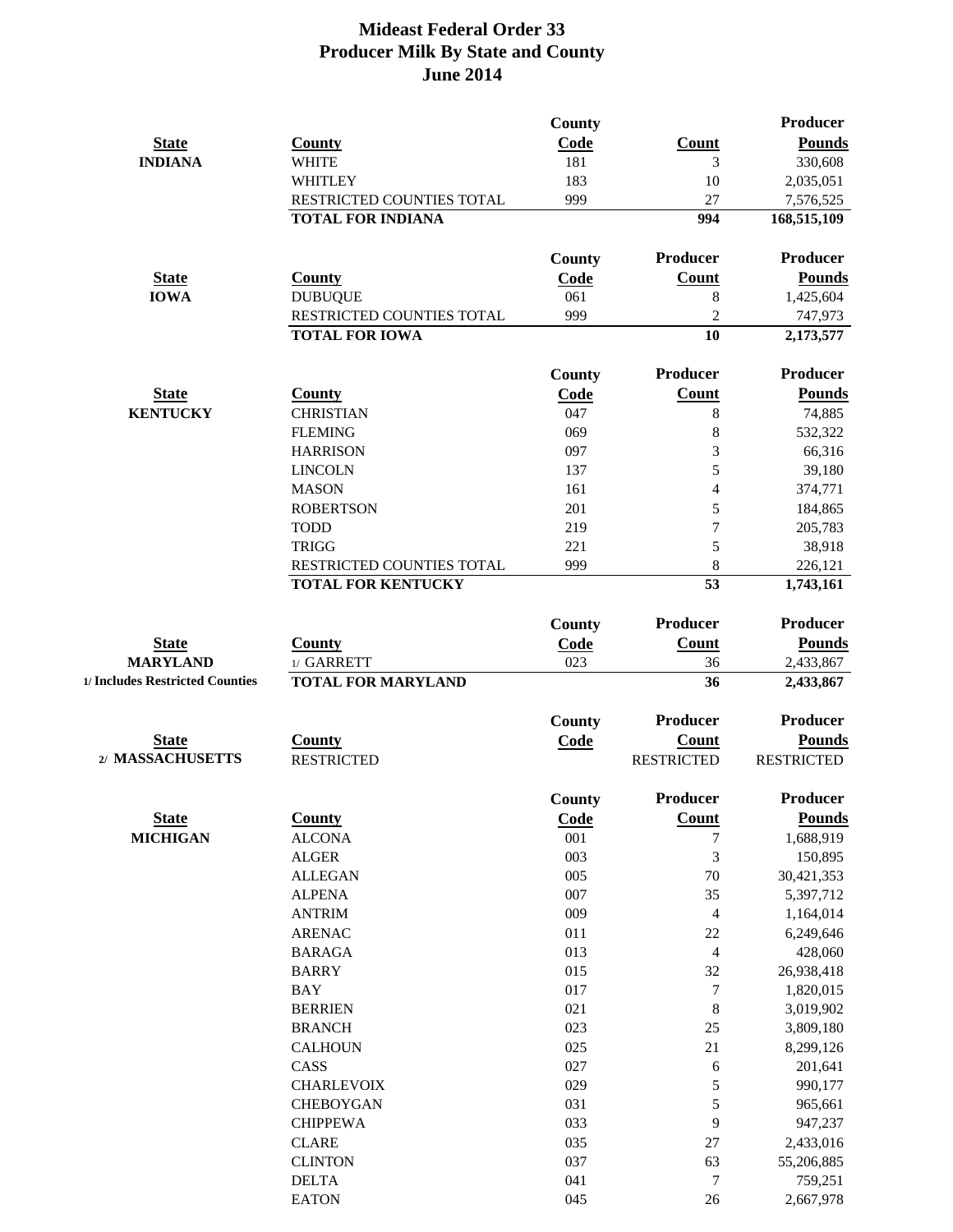# Mideast Federal Order 33
## Producer Milk By State and County
## June 2014

| State | County | County Code | Count | Producer Pounds |
|---|---|---|---|---|
| INDIANA | WHITE | 181 | 3 | 330,608 |
| | WHITLEY | 183 | 10 | 2,035,051 |
| | RESTRICTED COUNTIES TOTAL | 999 | 27 | 7,576,525 |
| | **TOTAL FOR INDIANA** | | **994** | **168,515,109** |

| State | County | County Code | Producer Count | Producer Pounds |
|---|---|---|---|---|
| IOWA | DUBUQUE | 061 | 8 | 1,425,604 |
| | RESTRICTED COUNTIES TOTAL | 999 | 2 | 747,973 |
| | **TOTAL FOR IOWA** | | **10** | **2,173,577** |

| State | County | County Code | Producer Count | Producer Pounds |
|---|---|---|---|---|
| KENTUCKY | CHRISTIAN | 047 | 8 | 74,885 |
| | FLEMING | 069 | 8 | 532,322 |
| | HARRISON | 097 | 3 | 66,316 |
| | LINCOLN | 137 | 5 | 39,180 |
| | MASON | 161 | 4 | 374,771 |
| | ROBERTSON | 201 | 5 | 184,865 |
| | TODD | 219 | 7 | 205,783 |
| | TRIGG | 221 | 5 | 38,918 |
| | RESTRICTED COUNTIES TOTAL | 999 | 8 | 226,121 |
| | **TOTAL FOR KENTUCKY** | | **53** | **1,743,161** |

| State | County | County Code | Producer Count | Producer Pounds |
|---|---|---|---|---|
| MARYLAND | 1/ GARRETT | 023 | 36 | 2,433,867 |
| 1/ Includes Restricted Counties | **TOTAL FOR MARYLAND** | | **36** | **2,433,867** |

| State | County | County Code | Producer Count | Producer Pounds |
|---|---|---|---|---|
| 2/ MASSACHUSETTS | RESTRICTED | | RESTRICTED | RESTRICTED |

| State | County | County Code | Producer Count | Producer Pounds |
|---|---|---|---|---|
| MICHIGAN | ALCONA | 001 | 7 | 1,688,919 |
| | ALGER | 003 | 3 | 150,895 |
| | ALLEGAN | 005 | 70 | 30,421,353 |
| | ALPENA | 007 | 35 | 5,397,712 |
| | ANTRIM | 009 | 4 | 1,164,014 |
| | ARENAC | 011 | 22 | 6,249,646 |
| | BARAGA | 013 | 4 | 428,060 |
| | BARRY | 015 | 32 | 26,938,418 |
| | BAY | 017 | 7 | 1,820,015 |
| | BERRIEN | 021 | 8 | 3,019,902 |
| | BRANCH | 023 | 25 | 3,809,180 |
| | CALHOUN | 025 | 21 | 8,299,126 |
| | CASS | 027 | 6 | 201,641 |
| | CHARLEVOIX | 029 | 5 | 990,177 |
| | CHEBOYGAN | 031 | 5 | 965,661 |
| | CHIPPEWA | 033 | 9 | 947,237 |
| | CLARE | 035 | 27 | 2,433,016 |
| | CLINTON | 037 | 63 | 55,206,885 |
| | DELTA | 041 | 7 | 759,251 |
| | EATON | 045 | 26 | 2,667,978 |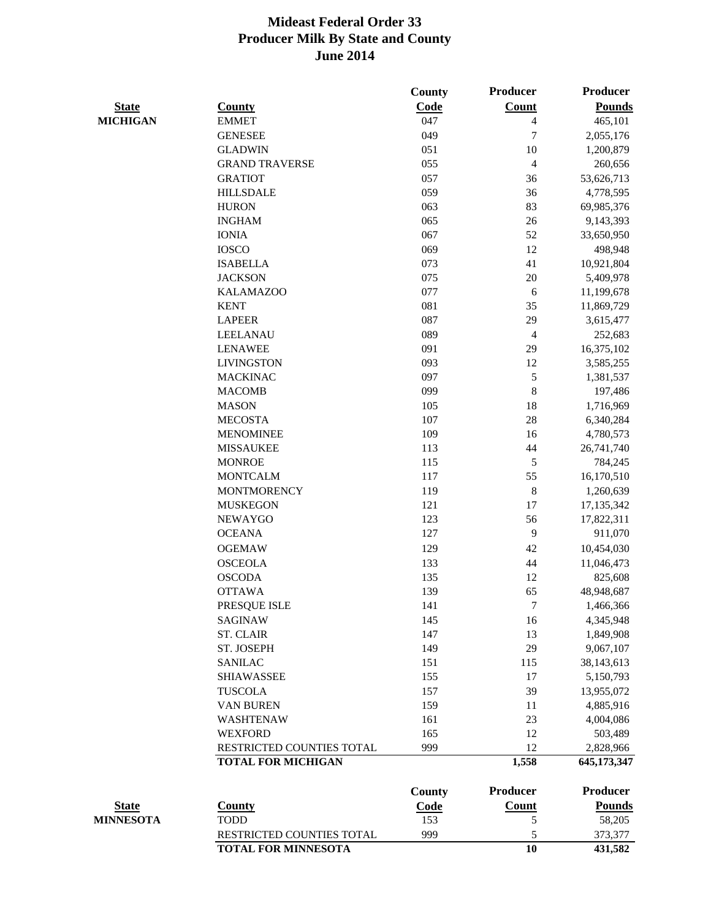# Mideast Federal Order 33
## Producer Milk By State and County
## June 2014

| State | County | County Code | Producer Count | Producer Pounds |
|---|---|---|---|---|
| MICHIGAN | EMMET | 047 | 4 | 465,101 |
| | GENESEE | 049 | 7 | 2,055,176 |
| | GLADWIN | 051 | 10 | 1,200,879 |
| | GRAND TRAVERSE | 055 | 4 | 260,656 |
| | GRATIOT | 057 | 36 | 53,626,713 |
| | HILLSDALE | 059 | 36 | 4,778,595 |
| | HURON | 063 | 83 | 69,985,376 |
| | INGHAM | 065 | 26 | 9,143,393 |
| | IONIA | 067 | 52 | 33,650,950 |
| | IOSCO | 069 | 12 | 498,948 |
| | ISABELLA | 073 | 41 | 10,921,804 |
| | JACKSON | 075 | 20 | 5,409,978 |
| | KALAMAZOO | 077 | 6 | 11,199,678 |
| | KENT | 081 | 35 | 11,869,729 |
| | LAPEER | 087 | 29 | 3,615,477 |
| | LEELANAU | 089 | 4 | 252,683 |
| | LENAWEE | 091 | 29 | 16,375,102 |
| | LIVINGSTON | 093 | 12 | 3,585,255 |
| | MACKINAC | 097 | 5 | 1,381,537 |
| | MACOMB | 099 | 8 | 197,486 |
| | MASON | 105 | 18 | 1,716,969 |
| | MECOSTA | 107 | 28 | 6,340,284 |
| | MENOMINEE | 109 | 16 | 4,780,573 |
| | MISSAUKEE | 113 | 44 | 26,741,740 |
| | MONROE | 115 | 5 | 784,245 |
| | MONTCALM | 117 | 55 | 16,170,510 |
| | MONTMORENCY | 119 | 8 | 1,260,639 |
| | MUSKEGON | 121 | 17 | 17,135,342 |
| | NEWAYGO | 123 | 56 | 17,822,311 |
| | OCEANA | 127 | 9 | 911,070 |
| | OGEMAW | 129 | 42 | 10,454,030 |
| | OSCEOLA | 133 | 44 | 11,046,473 |
| | OSCODA | 135 | 12 | 825,608 |
| | OTTAWA | 139 | 65 | 48,948,687 |
| | PRESQUE ISLE | 141 | 7 | 1,466,366 |
| | SAGINAW | 145 | 16 | 4,345,948 |
| | ST. CLAIR | 147 | 13 | 1,849,908 |
| | ST. JOSEPH | 149 | 29 | 9,067,107 |
| | SANILAC | 151 | 115 | 38,143,613 |
| | SHIAWASSEE | 155 | 17 | 5,150,793 |
| | TUSCOLA | 157 | 39 | 13,955,072 |
| | VAN BUREN | 159 | 11 | 4,885,916 |
| | WASHTENAW | 161 | 23 | 4,004,086 |
| | WEXFORD | 165 | 12 | 503,489 |
| | RESTRICTED COUNTIES TOTAL | 999 | 12 | 2,828,966 |
| | **TOTAL FOR MICHIGAN** | | **1,558** | **645,173,347** |

| State | County | County Code | Producer Count | Producer Pounds |
|---|---|---|---|---|
| MINNESOTA | TODD | 153 | 5 | 58,205 |
| | RESTRICTED COUNTIES TOTAL | 999 | 5 | 373,377 |
| | **TOTAL FOR MINNESOTA** | | **10** | **431,582** |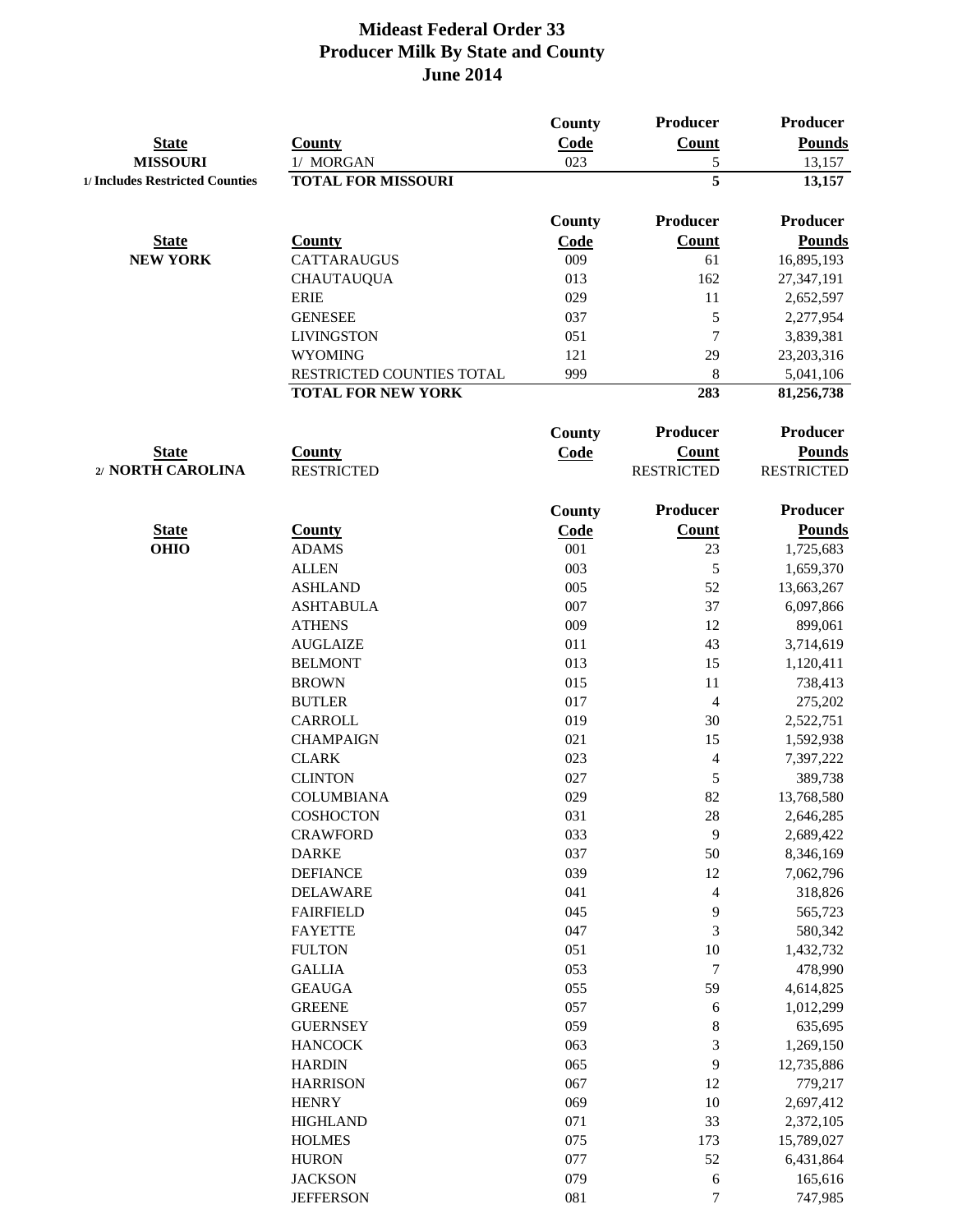# Mideast Federal Order 33
## Producer Milk By State and County
## June 2014

| State | County | County Code | Producer Count | Producer Pounds |
|---|---|---|---|---|
| MISSOURI | 1/ MORGAN | 023 | 5 | 13,157 |
| 1/ Includes Restricted Counties | **TOTAL FOR MISSOURI** | | **5** | **13,157** |

| State | County | County Code | Producer Count | Producer Pounds |
|---|---|---|---|---|
| NEW YORK | CATTARAUGUS | 009 | 61 | 16,895,193 |
| | CHAUTAUQUA | 013 | 162 | 27,347,191 |
| | ERIE | 029 | 11 | 2,652,597 |
| | GENESEE | 037 | 5 | 2,277,954 |
| | LIVINGSTON | 051 | 7 | 3,839,381 |
| | WYOMING | 121 | 29 | 23,203,316 |
| | RESTRICTED COUNTIES TOTAL | 999 | 8 | 5,041,106 |
| | **TOTAL FOR NEW YORK** | | **283** | **81,256,738** |

| State | County | County Code | Producer Count | Producer Pounds |
|---|---|---|---|---|
| 2/ NORTH CAROLINA | RESTRICTED | | RESTRICTED | RESTRICTED |

| State | County | County Code | Producer Count | Producer Pounds |
|---|---|---|---|---|
| OHIO | ADAMS | 001 | 23 | 1,725,683 |
| | ALLEN | 003 | 5 | 1,659,370 |
| | ASHLAND | 005 | 52 | 13,663,267 |
| | ASHTABULA | 007 | 37 | 6,097,866 |
| | ATHENS | 009 | 12 | 899,061 |
| | AUGLAIZE | 011 | 43 | 3,714,619 |
| | BELMONT | 013 | 15 | 1,120,411 |
| | BROWN | 015 | 11 | 738,413 |
| | BUTLER | 017 | 4 | 275,202 |
| | CARROLL | 019 | 30 | 2,522,751 |
| | CHAMPAIGN | 021 | 15 | 1,592,938 |
| | CLARK | 023 | 4 | 7,397,222 |
| | CLINTON | 027 | 5 | 389,738 |
| | COLUMBIANA | 029 | 82 | 13,768,580 |
| | COSHOCTON | 031 | 28 | 2,646,285 |
| | CRAWFORD | 033 | 9 | 2,689,422 |
| | DARKE | 037 | 50 | 8,346,169 |
| | DEFIANCE | 039 | 12 | 7,062,796 |
| | DELAWARE | 041 | 4 | 318,826 |
| | FAIRFIELD | 045 | 9 | 565,723 |
| | FAYETTE | 047 | 3 | 580,342 |
| | FULTON | 051 | 10 | 1,432,732 |
| | GALLIA | 053 | 7 | 478,990 |
| | GEAUGA | 055 | 59 | 4,614,825 |
| | GREENE | 057 | 6 | 1,012,299 |
| | GUERNSEY | 059 | 8 | 635,695 |
| | HANCOCK | 063 | 3 | 1,269,150 |
| | HARDIN | 065 | 9 | 12,735,886 |
| | HARRISON | 067 | 12 | 779,217 |
| | HENRY | 069 | 10 | 2,697,412 |
| | HIGHLAND | 071 | 33 | 2,372,105 |
| | HOLMES | 075 | 173 | 15,789,027 |
| | HURON | 077 | 52 | 6,431,864 |
| | JACKSON | 079 | 6 | 165,616 |
| | JEFFERSON | 081 | 7 | 747,985 |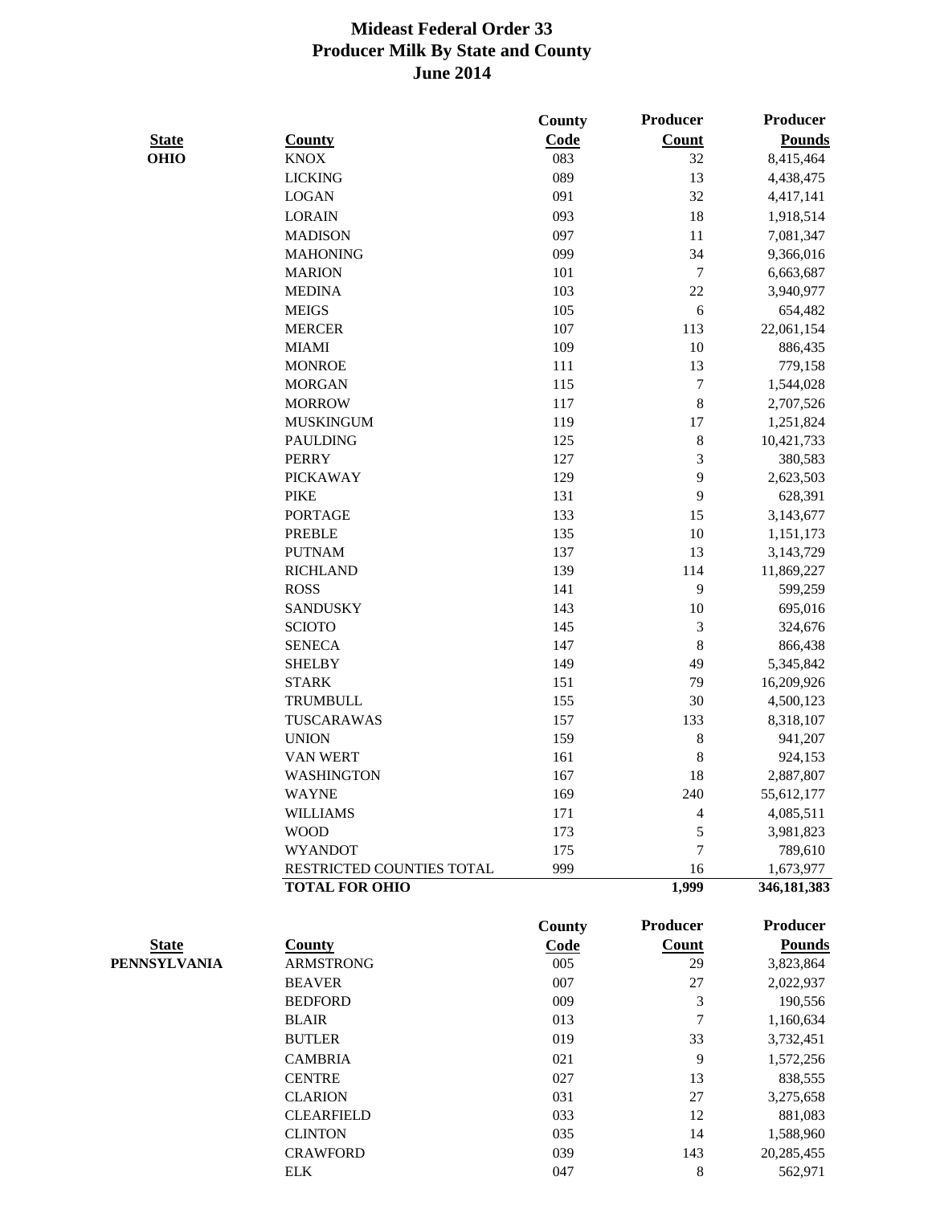# Mideast Federal Order 33
## Producer Milk By State and County
## June 2014

| State | County | County Code | Producer Count | Producer Pounds |
|---|---|---|---|---|
| **OHIO** | KNOX | 083 | 32 | 8,415,464 |
| | LICKING | 089 | 13 | 4,438,475 |
| | LOGAN | 091 | 32 | 4,417,141 |
| | LORAIN | 093 | 18 | 1,918,514 |
| | MADISON | 097 | 11 | 7,081,347 |
| | MAHONING | 099 | 34 | 9,366,016 |
| | MARION | 101 | 7 | 6,663,687 |
| | MEDINA | 103 | 22 | 3,940,977 |
| | MEIGS | 105 | 6 | 654,482 |
| | MERCER | 107 | 113 | 22,061,154 |
| | MIAMI | 109 | 10 | 886,435 |
| | MONROE | 111 | 13 | 779,158 |
| | MORGAN | 115 | 7 | 1,544,028 |
| | MORROW | 117 | 8 | 2,707,526 |
| | MUSKINGUM | 119 | 17 | 1,251,824 |
| | PAULDING | 125 | 8 | 10,421,733 |
| | PERRY | 127 | 3 | 380,583 |
| | PICKAWAY | 129 | 9 | 2,623,503 |
| | PIKE | 131 | 9 | 628,391 |
| | PORTAGE | 133 | 15 | 3,143,677 |
| | PREBLE | 135 | 10 | 1,151,173 |
| | PUTNAM | 137 | 13 | 3,143,729 |
| | RICHLAND | 139 | 114 | 11,869,227 |
| | ROSS | 141 | 9 | 599,259 |
| | SANDUSKY | 143 | 10 | 695,016 |
| | SCIOTO | 145 | 3 | 324,676 |
| | SENECA | 147 | 8 | 866,438 |
| | SHELBY | 149 | 49 | 5,345,842 |
| | STARK | 151 | 79 | 16,209,926 |
| | TRUMBULL | 155 | 30 | 4,500,123 |
| | TUSCARAWAS | 157 | 133 | 8,318,107 |
| | UNION | 159 | 8 | 941,207 |
| | VAN WERT | 161 | 8 | 924,153 |
| | WASHINGTON | 167 | 18 | 2,887,807 |
| | WAYNE | 169 | 240 | 55,612,177 |
| | WILLIAMS | 171 | 4 | 4,085,511 |
| | WOOD | 173 | 5 | 3,981,823 |
| | WYANDOT | 175 | 7 | 789,610 |
| | RESTRICTED COUNTIES TOTAL | 999 | 16 | 1,673,977 |
| | **TOTAL FOR OHIO** | | **1,999** | **346,181,383** |

| State | County | County Code | Producer Count | Producer Pounds |
|---|---|---|---|---|
| **PENNSYLVANIA** | ARMSTRONG | 005 | 29 | 3,823,864 |
| | BEAVER | 007 | 27 | 2,022,937 |
| | BEDFORD | 009 | 3 | 190,556 |
| | BLAIR | 013 | 7 | 1,160,634 |
| | BUTLER | 019 | 33 | 3,732,451 |
| | CAMBRIA | 021 | 9 | 1,572,256 |
| | CENTRE | 027 | 13 | 838,555 |
| | CLARION | 031 | 27 | 3,275,658 |
| | CLEARFIELD | 033 | 12 | 881,083 |
| | CLINTON | 035 | 14 | 1,588,960 |
| | CRAWFORD | 039 | 143 | 20,285,455 |
| | ELK | 047 | 8 | 562,971 |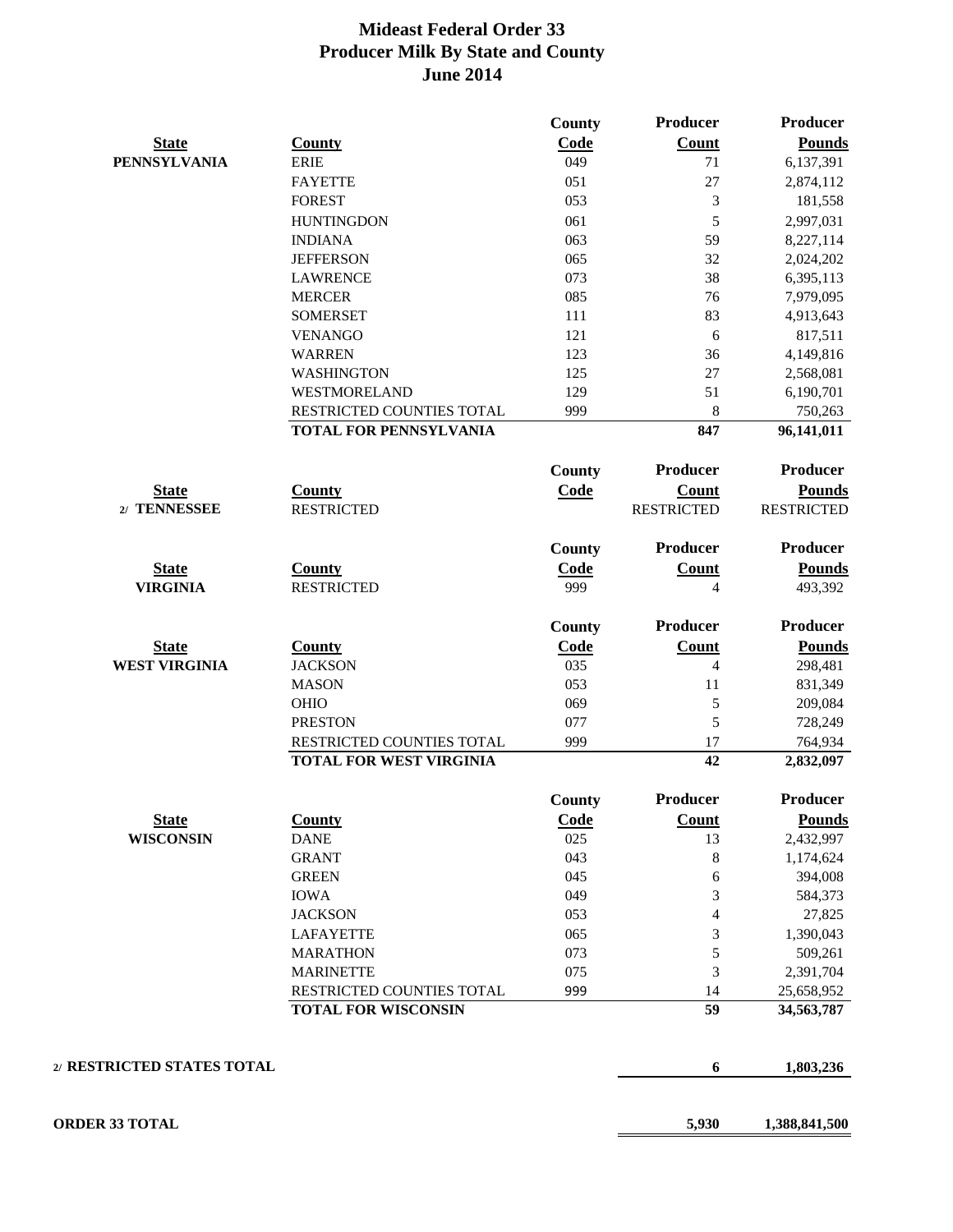# Mideast Federal Order 33
## Producer Milk By State and County
## June 2014

| State | County | County Code | Producer Count | Producer Pounds |
|---|---|---|---|---|
| PENNSYLVANIA | ERIE | 049 | 71 | 6,137,391 |
| | FAYETTE | 051 | 27 | 2,874,112 |
| | FOREST | 053 | 3 | 181,558 |
| | HUNTINGDON | 061 | 5 | 2,997,031 |
| | INDIANA | 063 | 59 | 8,227,114 |
| | JEFFERSON | 065 | 32 | 2,024,202 |
| | LAWRENCE | 073 | 38 | 6,395,113 |
| | MERCER | 085 | 76 | 7,979,095 |
| | SOMERSET | 111 | 83 | 4,913,643 |
| | VENANGO | 121 | 6 | 817,511 |
| | WARREN | 123 | 36 | 4,149,816 |
| | WASHINGTON | 125 | 27 | 2,568,081 |
| | WESTMORELAND | 129 | 51 | 6,190,701 |
| | RESTRICTED COUNTIES TOTAL | 999 | 8 | 750,263 |
| | **TOTAL FOR PENNSYLVANIA** | | **847** | **96,141,011** |

| State | County | County Code | Producer Count | Producer Pounds |
|---|---|---|---|---|
| 2/ TENNESSEE | RESTRICTED | | RESTRICTED | RESTRICTED |

| State | County | County Code | Producer Count | Producer Pounds |
|---|---|---|---|---|
| VIRGINIA | RESTRICTED | 999 | 4 | 493,392 |

| State | County | County Code | Producer Count | Producer Pounds |
|---|---|---|---|---|
| WEST VIRGINIA | JACKSON | 035 | 4 | 298,481 |
| | MASON | 053 | 11 | 831,349 |
| | OHIO | 069 | 5 | 209,084 |
| | PRESTON | 077 | 5 | 728,249 |
| | RESTRICTED COUNTIES TOTAL | 999 | 17 | 764,934 |
| | **TOTAL FOR WEST VIRGINIA** | | **42** | **2,832,097** |

| State | County | County Code | Producer Count | Producer Pounds |
|---|---|---|---|---|
| WISCONSIN | DANE | 025 | 13 | 2,432,997 |
| | GRANT | 043 | 8 | 1,174,624 |
| | GREEN | 045 | 6 | 394,008 |
| | IOWA | 049 | 3 | 584,373 |
| | JACKSON | 053 | 4 | 27,825 |
| | LAFAYETTE | 065 | 3 | 1,390,043 |
| | MARATHON | 073 | 5 | 509,261 |
| | MARINETTE | 075 | 3 | 2,391,704 |
| | RESTRICTED COUNTIES TOTAL | 999 | 14 | 25,658,952 |
| | **TOTAL FOR WISCONSIN** | | **59** | **34,563,787** |

| | | | Producer Count | Producer Pounds |
|---|---|---|---|---|
| **2/ RESTRICTED STATES TOTAL** | | | **6** | **1,803,236** |
| **ORDER 33 TOTAL** | | | **5,930** | **1,388,841,500** |